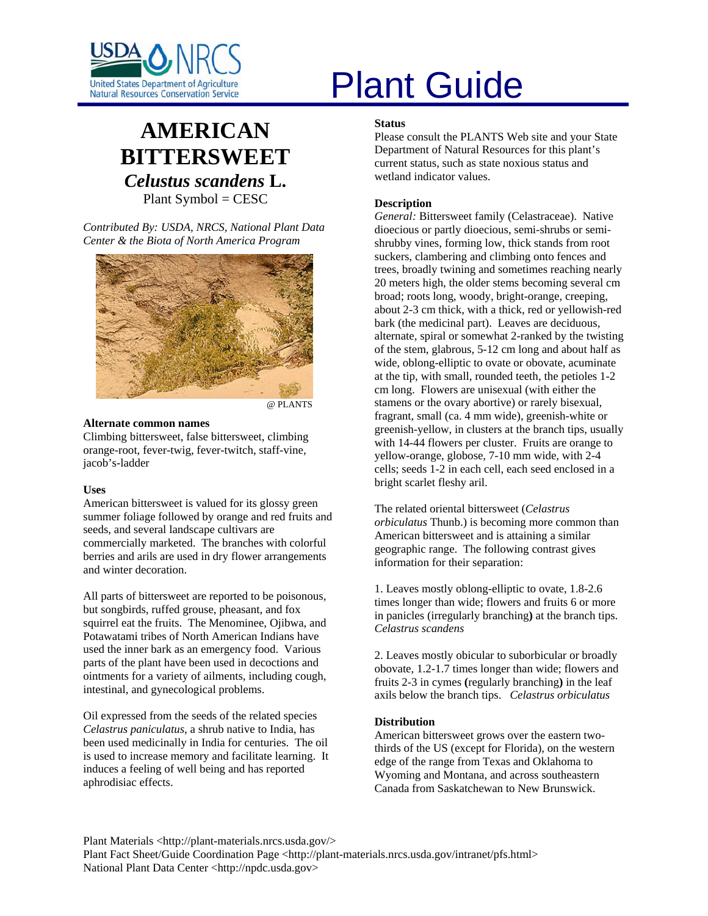# Plant Guide

## AMERICAN BITTERSWEET

## *Celustus scandens* L.

Plant Symbol = CESC

*Contributed By: USDA, NRCS, National Plant Data Center & the Biota of North America Program*

@ PLANTS

### Alternate common names

Climbing bittersweet, false bittersweet, climbing orange-root, fever-twig, fever-twitch, staff-vine, jacob's-ladder

### Uses

American bittersweet is valued for its glossy green summer foliage followed by orange and red fruits and seeds, and several landscape cultivars are commercially marketed. The branches with colorful berries and arils are used in dry flower arrangements and winter decoration.

All parts of bittersweet are reported to be poisonous, but songbirds, ruffed grouse, pheasant, and fox squirrel eat the fruits. The Menominee, Ojibwa, and Potawatami tribes of North American Indians have used the inner bark as an emergency food. Various parts of the plant have been used in decoctions and ointments for a variety of ailments, including cough, intestinal, and gynecological problems.

Oil expressed from the seeds of the related species *Celastrus paniculatus*, a shrub native to India, has been used medicinally in India for centuries. The oil is used to increase memory and facilitate learning. It induces a feeling of well being and has reported aphrodisiac effects.

### Status

Please consult the PLANTS Web site and your State Department of Natural Resources for this plant's current status, such as state noxious status and wetland indicator values.

### Description

*General:* Bittersweet family (Celastraceae). Native dioecious or partly dioecious, semi-shrubs or semi-shrubby vines, forming low, thick stands from root suckers, clambering and climbing onto fences and trees, broadly twining and sometimes reaching nearly 20 meters high, the older stems becoming several cm broad; roots long, woody, bright-orange, creeping, about 2-3 cm thick, with a thick, red or yellowish-red bark (the medicinal part). Leaves are deciduous, alternate, spiral or somewhat 2-ranked by the twisting of the stem, glabrous, 5-12 cm long and about half as wide, oblong-elliptic to ovate or obovate, acuminate at the tip, with small, rounded teeth, the petioles 1-2 cm long. Flowers are unisexual (with either the stamens or the ovary abortive) or rarely bisexual, fragrant, small (ca. 4 mm wide), greenish-white or greenish-yellow, in clusters at the branch tips, usually with 14-44 flowers per cluster. Fruits are orange to yellow-orange, globose, 7-10 mm wide, with 2-4 cells; seeds 1-2 in each cell, each seed enclosed in a bright scarlet fleshy aril.

The related oriental bittersweet (*Celastrus orbiculatus* Thunb.) is becoming more common than American bittersweet and is attaining a similar geographic range. The following contrast gives information for their separation:

1. Leaves mostly oblong-elliptic to ovate, 1.8-2.6 times longer than wide; flowers and fruits 6 or more in panicles (irregularly branching**)** at the branch tips. *Celastrus scandens*

2. Leaves mostly obicular to suborbicular or broadly obovate, 1.2-1.7 times longer than wide; flowers and fruits 2-3 in cymes **(**regularly branching**)** in the leaf axils below the branch tips. *Celastrus orbiculatus*

### Distribution

American bittersweet grows over the eastern two-thirds of the US (except for Florida), on the western edge of the range from Texas and Oklahoma to Wyoming and Montana, and across southeastern Canada from Saskatchewan to New Brunswick.

Plant Materials <http://plant-materials.nrcs.usda.gov/>
Plant Fact Sheet/Guide Coordination Page <http://plant-materials.nrcs.usda.gov/intranet/pfs.html>
National Plant Data Center <http://npdc.usda.gov>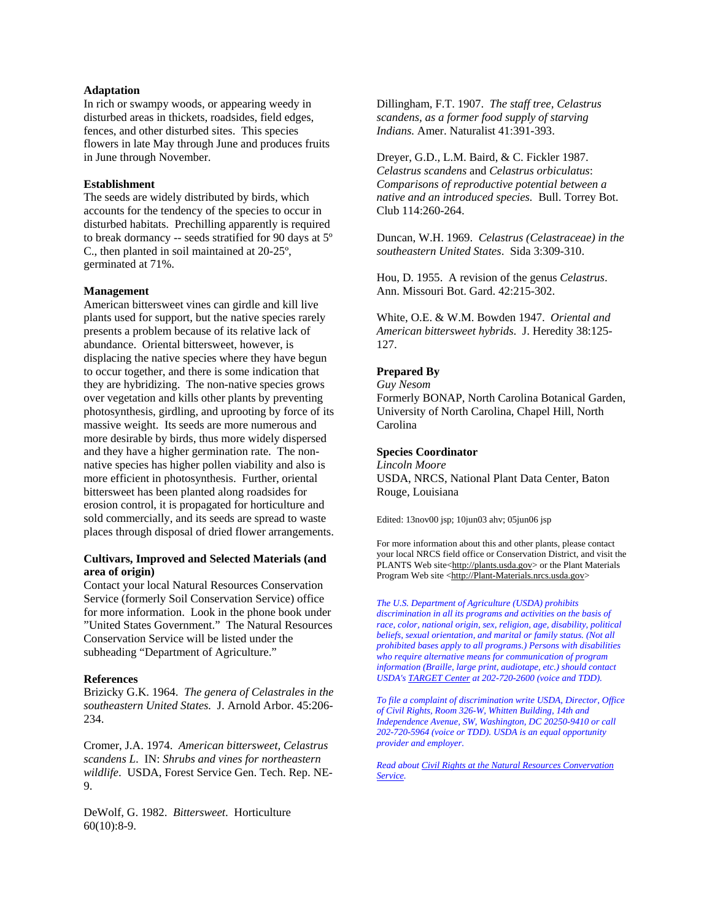## Adaptation

In rich or swampy woods, or appearing weedy in disturbed areas in thickets, roadsides, field edges, fences, and other disturbed sites. This species flowers in late May through June and produces fruits in June through November.

## Establishment

The seeds are widely distributed by birds, which accounts for the tendency of the species to occur in disturbed habitats. Prechilling apparently is required to break dormancy -- seeds stratified for 90 days at 5º C., then planted in soil maintained at 20-25º, germinated at 71%.

## Management

American bittersweet vines can girdle and kill live plants used for support, but the native species rarely presents a problem because of its relative lack of abundance. Oriental bittersweet, however, is displacing the native species where they have begun to occur together, and there is some indication that they are hybridizing. The non-native species grows over vegetation and kills other plants by preventing photosynthesis, girdling, and uprooting by force of its massive weight. Its seeds are more numerous and more desirable by birds, thus more widely dispersed and they have a higher germination rate. The non-native species has higher pollen viability and also is more efficient in photosynthesis. Further, oriental bittersweet has been planted along roadsides for erosion control, it is propagated for horticulture and sold commercially, and its seeds are spread to waste places through disposal of dried flower arrangements.

## Cultivars, Improved and Selected Materials (and area of origin)

Contact your local Natural Resources Conservation Service (formerly Soil Conservation Service) office for more information. Look in the phone book under "United States Government." The Natural Resources Conservation Service will be listed under the subheading "Department of Agriculture."

## References

Brizicky G.K. 1964. *The genera of Celastrales in the southeastern United States.* J. Arnold Arbor. 45:206-234.

Cromer, J.A. 1974. *American bittersweet, Celastrus scandens L.* IN: *Shrubs and vines for northeastern wildlife*. USDA, Forest Service Gen. Tech. Rep. NE-9.

DeWolf, G. 1982. *Bittersweet.* Horticulture 60(10):8-9.

Dillingham, F.T. 1907. *The staff tree, Celastrus scandens, as a former food supply of starving Indians.* Amer. Naturalist 41:391-393.

Dreyer, G.D., L.M. Baird, & C. Fickler 1987. *Celastrus scandens* and *Celastrus orbiculatus*: *Comparisons of reproductive potential between a native and an introduced species.* Bull. Torrey Bot. Club 114:260-264.

Duncan, W.H. 1969. *Celastrus (Celastraceae) in the southeastern United States*. Sida 3:309-310.

Hou, D. 1955. A revision of the genus *Celastrus*. Ann. Missouri Bot. Gard. 42:215-302.

White, O.E. & W.M. Bowden 1947. *Oriental and American bittersweet hybrids*. J. Heredity 38:125-127.

## Prepared By

*Guy Nesom*
Formerly BONAP, North Carolina Botanical Garden, University of North Carolina, Chapel Hill, North Carolina

## Species Coordinator

*Lincoln Moore*
USDA, NRCS, National Plant Data Center, Baton Rouge, Louisiana

Edited: 13nov00 jsp; 10jun03 ahv; 05jun06 jsp

For more information about this and other plants, please contact your local NRCS field office or Conservation District, and visit the PLANTS Web site<http://plants.usda.gov> or the Plant Materials Program Web site <http://Plant-Materials.nrcs.usda.gov>

*The U.S. Department of Agriculture (USDA) prohibits discrimination in all its programs and activities on the basis of race, color, national origin, sex, religion, age, disability, political beliefs, sexual orientation, and marital or family status. (Not all prohibited bases apply to all programs.) Persons with disabilities who require alternative means for communication of program information (Braille, large print, audiotape, etc.) should contact USDA's TARGET Center at 202-720-2600 (voice and TDD).*

*To file a complaint of discrimination write USDA, Director, Office of Civil Rights, Room 326-W, Whitten Building, 14th and Independence Avenue, SW, Washington, DC 20250-9410 or call 202-720-5964 (voice or TDD). USDA is an equal opportunity provider and employer.*

*Read about Civil Rights at the Natural Resources Convervation Service.*